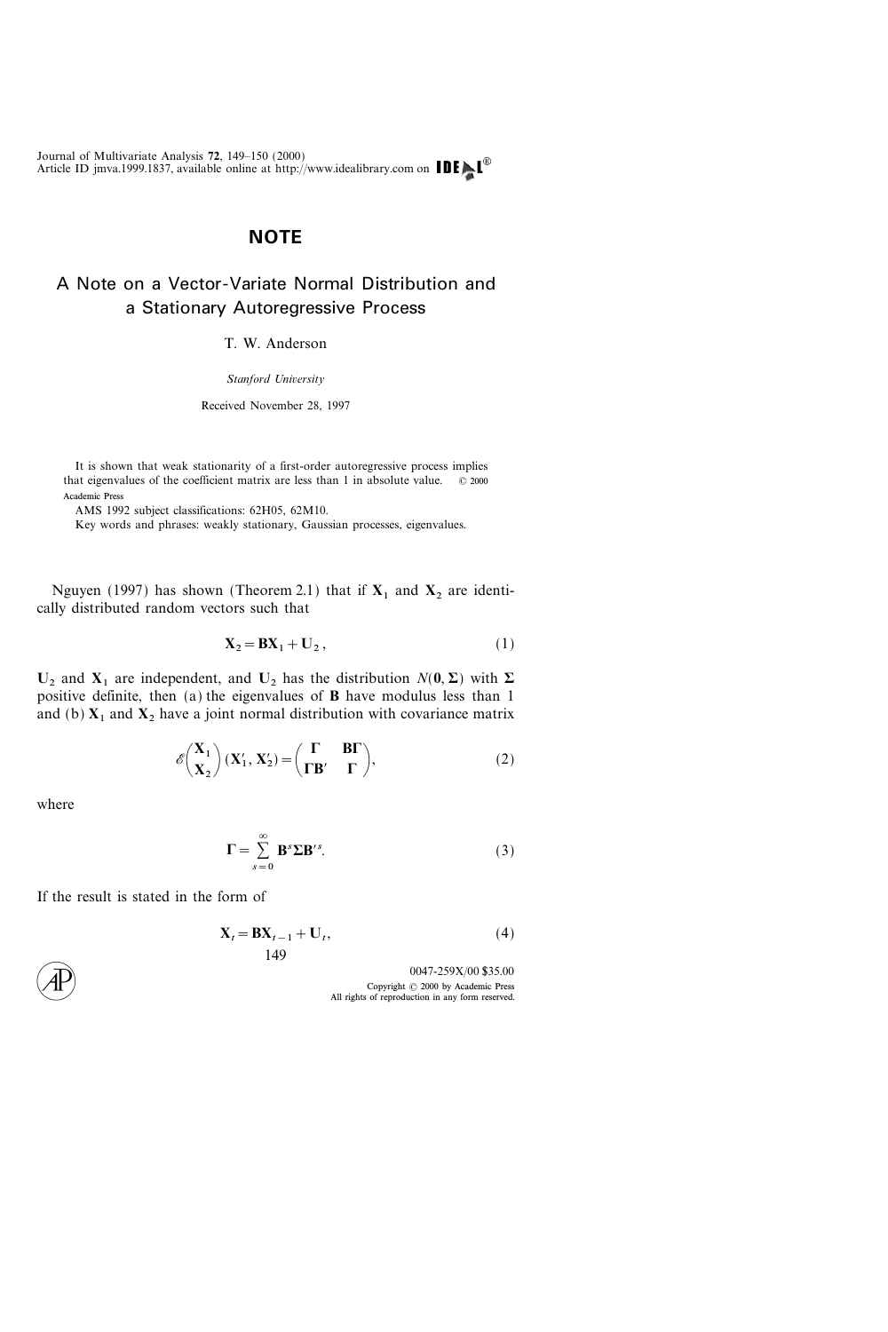## NOTE

# A Note on a Vector-Variate Normal Distribution and a Stationary Autoregressive Process

T. W. Anderson

*Stanford University*

Received November 28, 1997

It is shown that weak stationarity of a first-order autoregressive process implies that eigenvalues of the coefficient matrix are less than 1 in absolute value. © 2000 Academic Press

AMS 1992 subject classifications: 62H05, 62M10.

Key words and phrases: weakly stationary, Gaussian processes, eigenvalues.

Nguyen (1997) has shown (Theorem 2.1) that if $\mathbf{X}_1$ and $\mathbf{X}_2$ are identically distributed random vectors such that

$$\mathbf{X}_2 = \mathbf{B}\mathbf{X}_1 + \mathbf{U}_2, \tag{1}$$

$\mathbf{U}_2$ and $\mathbf{X}_1$ are independent, and $\mathbf{U}_2$ has the distribution $N(\mathbf{0}, \mathbf{\Sigma})$ with $\mathbf{\Sigma}$ positive definite, then (a) the eigenvalues of $\mathbf{B}$ have modulus less than 1 and (b) $\mathbf{X}_1$ and $\mathbf{X}_2$ have a joint normal distribution with covariance matrix

$$\mathscr{E}\begin{pmatrix} \mathbf{X}_1 \\ \mathbf{X}_2 \end{pmatrix} (\mathbf{X}_1', \mathbf{X}_2') = \begin{pmatrix} \mathbf{\Gamma} & \mathbf{B}\mathbf{\Gamma} \\ \mathbf{\Gamma}\mathbf{B}' & \mathbf{\Gamma} \end{pmatrix}, \tag{2}$$

where

$$\mathbf{\Gamma} = \sum_{s=0}^{\infty} \mathbf{B}^s \mathbf{\Sigma} \mathbf{B}'^s. \tag{3}$$

If the result is stated in the form of

$$\mathbf{X}_t = \mathbf{B}\mathbf{X}_{t-1} + \mathbf{U}_t, \tag{4}$$

0047-259X/00 $35.00
Copyright © 2000 by Academic Press
All rights of reproduction in any form reserved.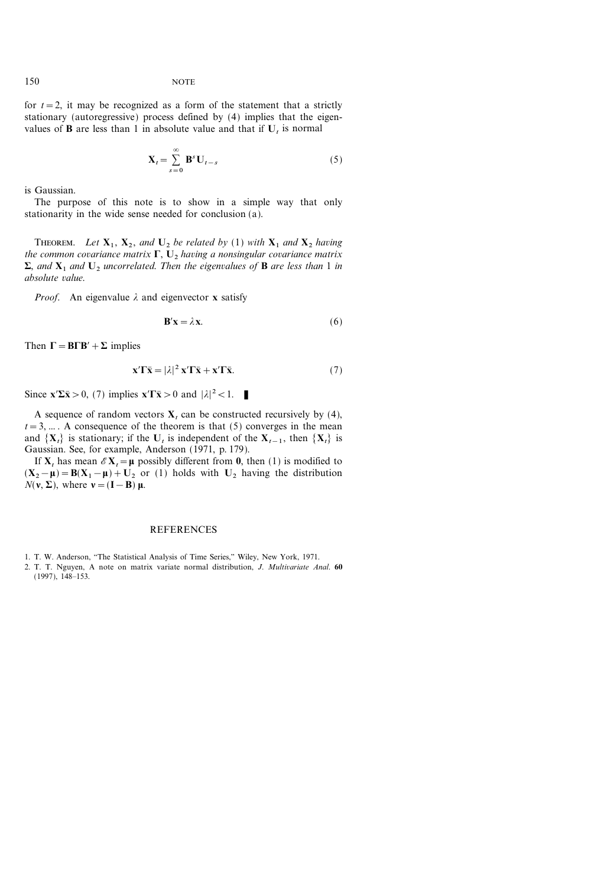for $t = 2$, it may be recognized as a form of the statement that a strictly stationary (autoregressive) process defined by (4) implies that the eigenvalues of $\mathbf{B}$ are less than 1 in absolute value and that if $\mathbf{U}_t$ is normal

$$\mathbf{X}_t = \sum_{s=0}^{\infty} \mathbf{B}^s \mathbf{U}_{t-s} \tag{5}$$

is Gaussian.

The purpose of this note is to show in a simple way that only stationarity in the wide sense needed for conclusion (a).

THEOREM. *Let $\mathbf{X}_1$, $\mathbf{X}_2$, and $\mathbf{U}_2$ be related by* (1) *with $\mathbf{X}_1$ and $\mathbf{X}_2$ having the common covariance matrix $\mathbf{\Gamma}$, $\mathbf{U}_2$ having a nonsingular covariance matrix $\mathbf{\Sigma}$, and $\mathbf{X}_1$ and $\mathbf{U}_2$ uncorrelated. Then the eigenvalues of $\mathbf{B}$ are less than* 1 *in absolute value.*

*Proof.* An eigenvalue $\lambda$ and eigenvector $\mathbf{x}$ satisfy

$$\mathbf{B}'\mathbf{x} = \lambda \mathbf{x}. \tag{6}$$

Then $\mathbf{\Gamma} = \mathbf{B}\mathbf{\Gamma}\mathbf{B}' + \mathbf{\Sigma}$ implies

$$\mathbf{x}'\mathbf{\Gamma}\bar{\mathbf{x}} = |\lambda|^2 \, \mathbf{x}'\mathbf{\Gamma}\bar{\mathbf{x}} + \mathbf{x}'\mathbf{\Gamma}\bar{\mathbf{x}}. \tag{7}$$

Since $\mathbf{x}'\mathbf{\Sigma}\bar{\mathbf{x}} > 0$, (7) implies $\mathbf{x}'\mathbf{\Gamma}\bar{\mathbf{x}} > 0$ and $|\lambda|^2 < 1$. ∎

A sequence of random vectors $\mathbf{X}_t$ can be constructed recursively by (4), $t = 3, \ldots$. A consequence of the theorem is that (5) converges in the mean and $\{\mathbf{X}_t\}$ is stationary; if the $\mathbf{U}_t$ is independent of the $\mathbf{X}_{t-1}$, then $\{\mathbf{X}_t\}$ is Gaussian. See, for example, Anderson (1971, p. 179).

If $\mathbf{X}_t$ has mean $\mathscr{E}\mathbf{X}_t = \boldsymbol{\mu}$ possibly different from $\mathbf{0}$, then (1) is modified to $(\mathbf{X}_2 - \boldsymbol{\mu}) = \mathbf{B}(\mathbf{X}_1 - \boldsymbol{\mu}) + \mathbf{U}_2$ or (1) holds with $\mathbf{U}_2$ having the distribution $N(\mathbf{v}, \mathbf{\Sigma})$, where $\mathbf{v} = (\mathbf{I} - \mathbf{B})\,\boldsymbol{\mu}$.

## REFERENCES

1. T. W. Anderson, "The Statistical Analysis of Time Series," Wiley, New York, 1971.
2. T. T. Nguyen, A note on matrix variate normal distribution, *J. Multivariate Anal.* **60** (1997), 148–153.